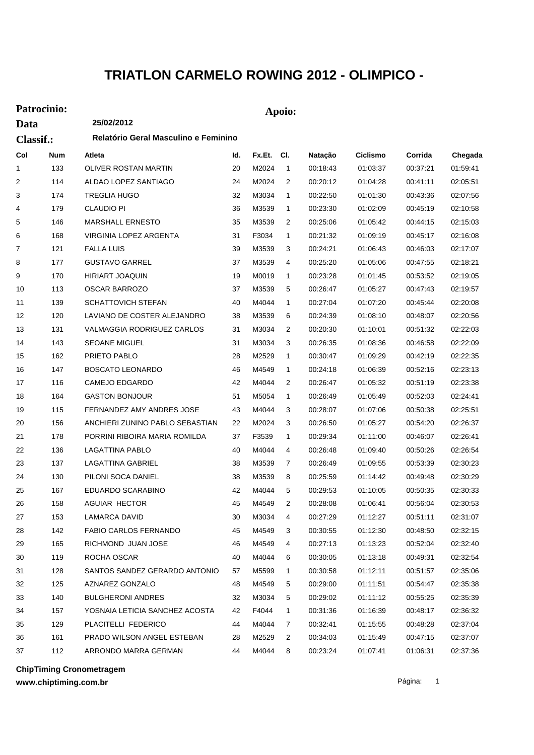# TRIATLON CARMELO ROWING 2012 - OLIMPICO -

**Patrocinio:** **Apoio:**

**Data** **25/02/2012**

**Classif.:** **Relatório Geral Masculino e Feminino**

| Col | Num | Atleta | Id. | Fx.Et. | Cl. | Natação | Ciclismo | Corrida | Chegada |
|---|---|---|---|---|---|---|---|---|---|
| 1 | 133 | OLIVER ROSTAN MARTIN | 20 | M2024 | 1 | 00:18:43 | 01:03:37 | 00:37:21 | 01:59:41 |
| 2 | 114 | ALDAO LOPEZ SANTIAGO | 24 | M2024 | 2 | 00:20:12 | 01:04:28 | 00:41:11 | 02:05:51 |
| 3 | 174 | TREGLIA HUGO | 32 | M3034 | 1 | 00:22:50 | 01:01:30 | 00:43:36 | 02:07:56 |
| 4 | 179 | CLAUDIO PI | 36 | M3539 | 1 | 00:23:30 | 01:02:09 | 00:45:19 | 02:10:58 |
| 5 | 146 | MARSHALL ERNESTO | 35 | M3539 | 2 | 00:25:06 | 01:05:42 | 00:44:15 | 02:15:03 |
| 6 | 168 | VIRGINIA LOPEZ ARGENTA | 31 | F3034 | 1 | 00:21:32 | 01:09:19 | 00:45:17 | 02:16:08 |
| 7 | 121 | FALLA LUIS | 39 | M3539 | 3 | 00:24:21 | 01:06:43 | 00:46:03 | 02:17:07 |
| 8 | 177 | GUSTAVO GARREL | 37 | M3539 | 4 | 00:25:20 | 01:05:06 | 00:47:55 | 02:18:21 |
| 9 | 170 | HIRIART JOAQUIN | 19 | M0019 | 1 | 00:23:28 | 01:01:45 | 00:53:52 | 02:19:05 |
| 10 | 113 | OSCAR BARROZO | 37 | M3539 | 5 | 00:26:47 | 01:05:27 | 00:47:43 | 02:19:57 |
| 11 | 139 | SCHATTOVICH STEFAN | 40 | M4044 | 1 | 00:27:04 | 01:07:20 | 00:45:44 | 02:20:08 |
| 12 | 120 | LAVIANO DE COSTER ALEJANDRO | 38 | M3539 | 6 | 00:24:39 | 01:08:10 | 00:48:07 | 02:20:56 |
| 13 | 131 | VALMAGGIA RODRIGUEZ CARLOS | 31 | M3034 | 2 | 00:20:30 | 01:10:01 | 00:51:32 | 02:22:03 |
| 14 | 143 | SEOANE MIGUEL | 31 | M3034 | 3 | 00:26:35 | 01:08:36 | 00:46:58 | 02:22:09 |
| 15 | 162 | PRIETO PABLO | 28 | M2529 | 1 | 00:30:47 | 01:09:29 | 00:42:19 | 02:22:35 |
| 16 | 147 | BOSCATO LEONARDO | 46 | M4549 | 1 | 00:24:18 | 01:06:39 | 00:52:16 | 02:23:13 |
| 17 | 116 | CAMEJO EDGARDO | 42 | M4044 | 2 | 00:26:47 | 01:05:32 | 00:51:19 | 02:23:38 |
| 18 | 164 | GASTON BONJOUR | 51 | M5054 | 1 | 00:26:49 | 01:05:49 | 00:52:03 | 02:24:41 |
| 19 | 115 | FERNANDEZ AMY ANDRES JOSE | 43 | M4044 | 3 | 00:28:07 | 01:07:06 | 00:50:38 | 02:25:51 |
| 20 | 156 | ANCHIERI ZUNINO PABLO SEBASTIAN | 22 | M2024 | 3 | 00:26:50 | 01:05:27 | 00:54:20 | 02:26:37 |
| 21 | 178 | PORRINI RIBOIRA MARIA ROMILDA | 37 | F3539 | 1 | 00:29:34 | 01:11:00 | 00:46:07 | 02:26:41 |
| 22 | 136 | LAGATTINA PABLO | 40 | M4044 | 4 | 00:26:48 | 01:09:40 | 00:50:26 | 02:26:54 |
| 23 | 137 | LAGATTINA GABRIEL | 38 | M3539 | 7 | 00:26:49 | 01:09:55 | 00:53:39 | 02:30:23 |
| 24 | 130 | PILONI SOCA DANIEL | 38 | M3539 | 8 | 00:25:59 | 01:14:42 | 00:49:48 | 02:30:29 |
| 25 | 167 | EDUARDO SCARABINO | 42 | M4044 | 5 | 00:29:53 | 01:10:05 | 00:50:35 | 02:30:33 |
| 26 | 158 | AGUIAR HECTOR | 45 | M4549 | 2 | 00:28:08 | 01:06:41 | 00:56:04 | 02:30:53 |
| 27 | 153 | LAMARCA DAVID | 30 | M3034 | 4 | 00:27:29 | 01:12:27 | 00:51:11 | 02:31:07 |
| 28 | 142 | FABIO CARLOS FERNANDO | 45 | M4549 | 3 | 00:30:55 | 01:12:30 | 00:48:50 | 02:32:15 |
| 29 | 165 | RICHMOND JUAN JOSE | 46 | M4549 | 4 | 00:27:13 | 01:13:23 | 00:52:04 | 02:32:40 |
| 30 | 119 | ROCHA OSCAR | 40 | M4044 | 6 | 00:30:05 | 01:13:18 | 00:49:31 | 02:32:54 |
| 31 | 128 | SANTOS SANDEZ GERARDO ANTONIO | 57 | M5599 | 1 | 00:30:58 | 01:12:11 | 00:51:57 | 02:35:06 |
| 32 | 125 | AZNAREZ GONZALO | 48 | M4549 | 5 | 00:29:00 | 01:11:51 | 00:54:47 | 02:35:38 |
| 33 | 140 | BULGHERONI ANDRES | 32 | M3034 | 5 | 00:29:02 | 01:11:12 | 00:55:25 | 02:35:39 |
| 34 | 157 | YOSNAIA LETICIA SANCHEZ ACOSTA | 42 | F4044 | 1 | 00:31:36 | 01:16:39 | 00:48:17 | 02:36:32 |
| 35 | 129 | PLACITELLI FEDERICO | 44 | M4044 | 7 | 00:32:41 | 01:15:55 | 00:48:28 | 02:37:04 |
| 36 | 161 | PRADO WILSON ANGEL ESTEBAN | 28 | M2529 | 2 | 00:34:03 | 01:15:49 | 00:47:15 | 02:37:07 |
| 37 | 112 | ARRONDO MARRA GERMAN | 44 | M4044 | 8 | 00:23:24 | 01:07:41 | 01:06:31 | 02:37:36 |

**ChipTiming Cronometragem**
**www.chiptiming.com.br**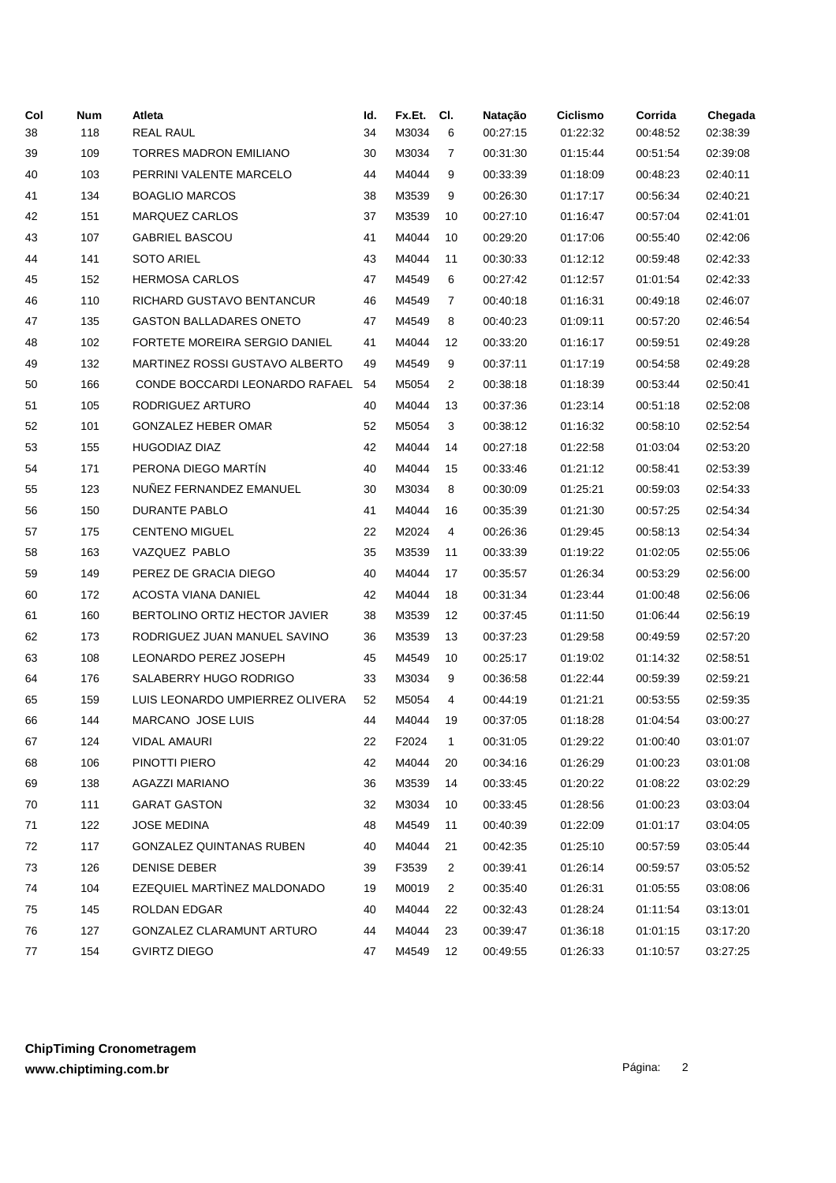| Col | Num | Atleta | Id. | Fx.Et. | Cl. | Natação | Ciclismo | Corrida | Chegada |
|---|---|---|---|---|---|---|---|---|---|
| 38 | 118 | REAL RAUL | 34 | M3034 | 6 | 00:27:15 | 01:22:32 | 00:48:52 | 02:38:39 |
| 39 | 109 | TORRES MADRON EMILIANO | 30 | M3034 | 7 | 00:31:30 | 01:15:44 | 00:51:54 | 02:39:08 |
| 40 | 103 | PERRINI VALENTE MARCELO | 44 | M4044 | 9 | 00:33:39 | 01:18:09 | 00:48:23 | 02:40:11 |
| 41 | 134 | BOAGLIO MARCOS | 38 | M3539 | 9 | 00:26:30 | 01:17:17 | 00:56:34 | 02:40:21 |
| 42 | 151 | MARQUEZ CARLOS | 37 | M3539 | 10 | 00:27:10 | 01:16:47 | 00:57:04 | 02:41:01 |
| 43 | 107 | GABRIEL BASCOU | 41 | M4044 | 10 | 00:29:20 | 01:17:06 | 00:55:40 | 02:42:06 |
| 44 | 141 | SOTO ARIEL | 43 | M4044 | 11 | 00:30:33 | 01:12:12 | 00:59:48 | 02:42:33 |
| 45 | 152 | HERMOSA CARLOS | 47 | M4549 | 6 | 00:27:42 | 01:12:57 | 01:01:54 | 02:42:33 |
| 46 | 110 | RICHARD GUSTAVO BENTANCUR | 46 | M4549 | 7 | 00:40:18 | 01:16:31 | 00:49:18 | 02:46:07 |
| 47 | 135 | GASTON BALLADARES ONETO | 47 | M4549 | 8 | 00:40:23 | 01:09:11 | 00:57:20 | 02:46:54 |
| 48 | 102 | FORTETE MOREIRA SERGIO DANIEL | 41 | M4044 | 12 | 00:33:20 | 01:16:17 | 00:59:51 | 02:49:28 |
| 49 | 132 | MARTINEZ ROSSI GUSTAVO ALBERTO | 49 | M4549 | 9 | 00:37:11 | 01:17:19 | 00:54:58 | 02:49:28 |
| 50 | 166 | CONDE BOCCARDI LEONARDO RAFAEL | 54 | M5054 | 2 | 00:38:18 | 01:18:39 | 00:53:44 | 02:50:41 |
| 51 | 105 | RODRIGUEZ ARTURO | 40 | M4044 | 13 | 00:37:36 | 01:23:14 | 00:51:18 | 02:52:08 |
| 52 | 101 | GONZALEZ HEBER OMAR | 52 | M5054 | 3 | 00:38:12 | 01:16:32 | 00:58:10 | 02:52:54 |
| 53 | 155 | HUGODIAZ DIAZ | 42 | M4044 | 14 | 00:27:18 | 01:22:58 | 01:03:04 | 02:53:20 |
| 54 | 171 | PERONA DIEGO MARTÍN | 40 | M4044 | 15 | 00:33:46 | 01:21:12 | 00:58:41 | 02:53:39 |
| 55 | 123 | NUÑEZ FERNANDEZ EMANUEL | 30 | M3034 | 8 | 00:30:09 | 01:25:21 | 00:59:03 | 02:54:33 |
| 56 | 150 | DURANTE PABLO | 41 | M4044 | 16 | 00:35:39 | 01:21:30 | 00:57:25 | 02:54:34 |
| 57 | 175 | CENTENO MIGUEL | 22 | M2024 | 4 | 00:26:36 | 01:29:45 | 00:58:13 | 02:54:34 |
| 58 | 163 | VAZQUEZ PABLO | 35 | M3539 | 11 | 00:33:39 | 01:19:22 | 01:02:05 | 02:55:06 |
| 59 | 149 | PEREZ DE GRACIA DIEGO | 40 | M4044 | 17 | 00:35:57 | 01:26:34 | 00:53:29 | 02:56:00 |
| 60 | 172 | ACOSTA VIANA DANIEL | 42 | M4044 | 18 | 00:31:34 | 01:23:44 | 01:00:48 | 02:56:06 |
| 61 | 160 | BERTOLINO ORTIZ HECTOR JAVIER | 38 | M3539 | 12 | 00:37:45 | 01:11:50 | 01:06:44 | 02:56:19 |
| 62 | 173 | RODRIGUEZ JUAN MANUEL SAVINO | 36 | M3539 | 13 | 00:37:23 | 01:29:58 | 00:49:59 | 02:57:20 |
| 63 | 108 | LEONARDO PEREZ JOSEPH | 45 | M4549 | 10 | 00:25:17 | 01:19:02 | 01:14:32 | 02:58:51 |
| 64 | 176 | SALABERRY HUGO RODRIGO | 33 | M3034 | 9 | 00:36:58 | 01:22:44 | 00:59:39 | 02:59:21 |
| 65 | 159 | LUIS LEONARDO UMPIERREZ OLIVERA | 52 | M5054 | 4 | 00:44:19 | 01:21:21 | 00:53:55 | 02:59:35 |
| 66 | 144 | MARCANO JOSE LUIS | 44 | M4044 | 19 | 00:37:05 | 01:18:28 | 01:04:54 | 03:00:27 |
| 67 | 124 | VIDAL AMAURI | 22 | F2024 | 1 | 00:31:05 | 01:29:22 | 01:00:40 | 03:01:07 |
| 68 | 106 | PINOTTI PIERO | 42 | M4044 | 20 | 00:34:16 | 01:26:29 | 01:00:23 | 03:01:08 |
| 69 | 138 | AGAZZI MARIANO | 36 | M3539 | 14 | 00:33:45 | 01:20:22 | 01:08:22 | 03:02:29 |
| 70 | 111 | GARAT GASTON | 32 | M3034 | 10 | 00:33:45 | 01:28:56 | 01:00:23 | 03:03:04 |
| 71 | 122 | JOSE MEDINA | 48 | M4549 | 11 | 00:40:39 | 01:22:09 | 01:01:17 | 03:04:05 |
| 72 | 117 | GONZALEZ QUINTANAS RUBEN | 40 | M4044 | 21 | 00:42:35 | 01:25:10 | 00:57:59 | 03:05:44 |
| 73 | 126 | DENISE DEBER | 39 | F3539 | 2 | 00:39:41 | 01:26:14 | 00:59:57 | 03:05:52 |
| 74 | 104 | EZEQUIEL MARTÌNEZ MALDONADO | 19 | M0019 | 2 | 00:35:40 | 01:26:31 | 01:05:55 | 03:08:06 |
| 75 | 145 | ROLDAN EDGAR | 40 | M4044 | 22 | 00:32:43 | 01:28:24 | 01:11:54 | 03:13:01 |
| 76 | 127 | GONZALEZ CLARAMUNT ARTURO | 44 | M4044 | 23 | 00:39:47 | 01:36:18 | 01:01:15 | 03:17:20 |
| 77 | 154 | GVIRTZ DIEGO | 47 | M4549 | 12 | 00:49:55 | 01:26:33 | 01:10:57 | 03:27:25 |

**ChipTiming Cronometragem**
**www.chiptiming.com.br**